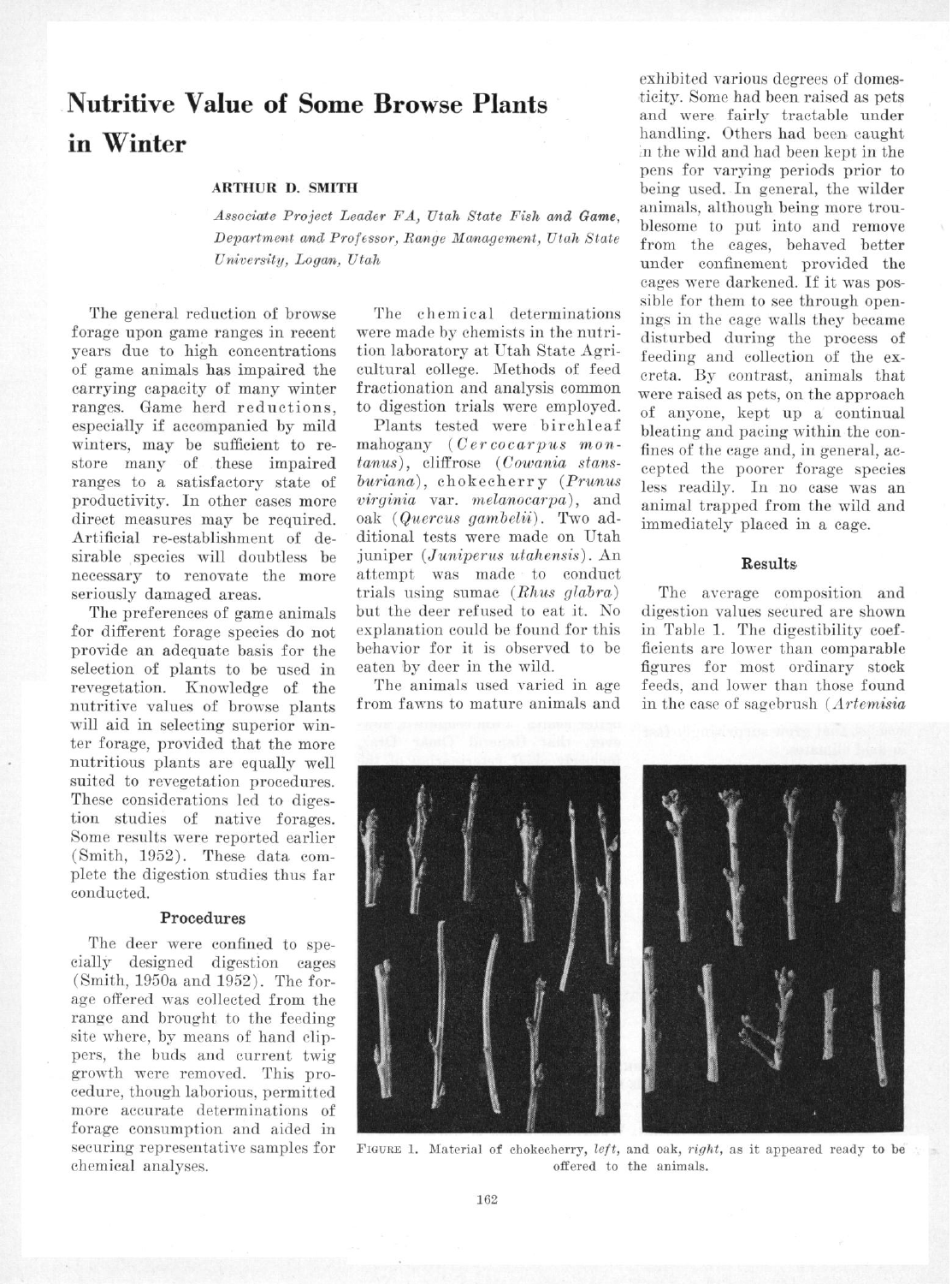# Nutritive Value of Some Browse Plants in Winter

**ARTHUR D. SMITH**

*Associate Project Leader FA, Utah State Fish and Game, Department and Professor, Range Management, Utah State University, Logan, Utah*

The general reduction of browse forage upon game ranges in recent years due to high concentrations of game animals has impaired the carrying capacity of many winter ranges. Game herd reductions, especially if accompanied by mild winters, may be sufficient to restore many of these impaired ranges to a satisfactory state of productivity. In other cases more direct measures may be required. Artificial re-establishment of desirable species will doubtless be necessary to renovate the more seriously damaged areas.

The preferences of game animals for different forage species do not provide an adequate basis for the selection of plants to be used in revegetation. Knowledge of the nutritive values of browse plants will aid in selecting superior winter forage, provided that the more nutritious plants are equally well suited to revegetation procedures. These considerations led to digestion studies of native forages. Some results were reported earlier (Smith, 1952). These data complete the digestion studies thus far conducted.

## Procedures

The deer were confined to specially designed digestion cages (Smith, 1950a and 1952). The forage offered was collected from the range and brought to the feeding site where, by means of hand clippers, the buds and current twig growth were removed. This procedure, though laborious, permitted more accurate determinations of forage consumption and aided in securing representative samples for chemical analyses.

The chemical determinations were made by chemists in the nutrition laboratory at Utah State Agricultural college. Methods of feed fractionation and analysis common to digestion trials were employed.

Plants tested were birchleaf mahogany (*Cercocarpus montanus*), cliffrose (*Cowania stansburiana*), chokecherry (*Prunus virginia* var. *melanocarpa*), and oak (*Quercus gambelii*). Two additional tests were made on Utah juniper (*Juniperus utahensis*). An attempt was made to conduct trials using sumac (*Rhus glabra*) but the deer refused to eat it. No explanation could be found for this behavior for it is observed to be eaten by deer in the wild.

The animals used varied in age from fawns to mature animals and exhibited various degrees of domesticity. Some had been raised as pets and were fairly tractable under handling. Others had been caught in the wild and had been kept in the pens for varying periods prior to being used. In general, the wilder animals, although being more troublesome to put into and remove from the cages, behaved better under confinement provided the cages were darkened. If it was possible for them to see through openings in the cage walls they became disturbed during the process of feeding and collection of the excreta. By contrast, animals that were raised as pets, on the approach of anyone, kept up a continual bleating and pacing within the confines of the cage and, in general, accepted the poorer forage species less readily. In no case was an animal trapped from the wild and immediately placed in a cage.

## Results

The average composition and digestion values secured are shown in Table 1. The digestibility coefficients are lower than comparable figures for most ordinary stock feeds, and lower than those found in the case of sagebrush (*Artemisia*

FIGURE 1. Material of chokecherry, *left*, and oak, *right*, as it appeared ready to be offered to the animals.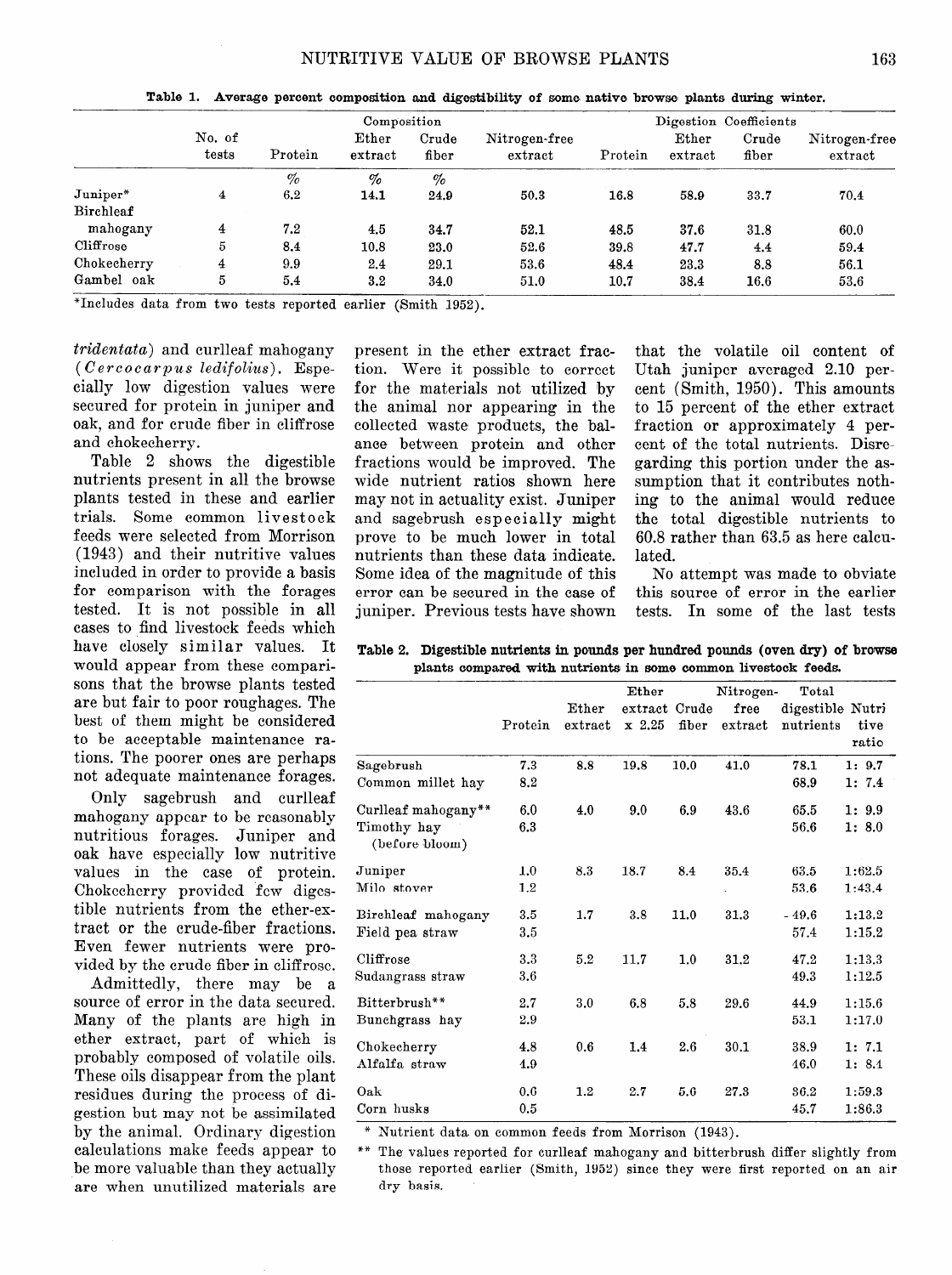**Table 1. Average percent composition and digestibility of some native browse plants during winter.**

| | No. of tests | Composition | | | | Digestion Coefficients | | | |
|---|---|---|---|---|---|---|---|---|---|
| | | Protein | Ether extract | Crude fiber | Nitrogen-free extract | Protein | Ether extract | Crude fiber | Nitrogen-free extract |
| | | % | % | % | | | | | |
| Juniper* | 4 | 6.2 | 14.1 | 24.9 | 50.3 | 16.8 | 58.9 | 33.7 | 70.4 |
| Birchleaf mahogany | 4 | 7.2 | 4.5 | 34.7 | 52.1 | 48.5 | 37.6 | 31.8 | 60.0 |
| Cliffrose | 5 | 8.4 | 10.8 | 23.0 | 52.6 | 39.8 | 47.7 | 4.4 | 59.4 |
| Chokecherry | 4 | 9.9 | 2.4 | 29.1 | 53.6 | 48.4 | 23.3 | 8.8 | 56.1 |
| Gambel oak | 5 | 5.4 | 3.2 | 34.0 | 51.0 | 10.7 | 38.4 | 16.6 | 53.6 |

*Includes data from two tests reported earlier (Smith 1952).

*tridentata*) and curlleaf mahogany (*Cercocarpus ledifolius*). Especially low digestion values were secured for protein in juniper and oak, and for crude fiber in cliffrose and chokecherry.

Table 2 shows the digestible nutrients present in all the browse plants tested in these and earlier trials. Some common livestock feeds were selected from Morrison (1943) and their nutritive values included in order to provide a basis for comparison with the forages tested. It is not possible in all cases to find livestock feeds which have closely similar values. It would appear from these comparisons that the browse plants tested are but fair to poor roughages. The best of them might be considered to be acceptable maintenance rations. The poorer ones are perhaps not adequate maintenance forages.

Only sagebrush and curlleaf mahogany appear to be reasonably nutritious forages. Juniper and oak have especially low nutritive values in the case of protein. Chokecherry provided few digestible nutrients from the ether-extract or the crude-fiber fractions. Even fewer nutrients were provided by the crude fiber in cliffrose.

Admittedly, there may be a source of error in the data secured. Many of the plants are high in ether extract, part of which is probably composed of volatile oils. These oils disappear from the plant residues during the process of digestion but may not be assimilated by the animal. Ordinary digestion calculations make feeds appear to be more valuable than they actually are when unutilized materials are present in the ether extract fraction. Were it possible to correct for the materials not utilized by the animal nor appearing in the collected waste products, the balance between protein and other fractions would be improved. The wide nutrient ratios shown here may not in actuality exist. Juniper and sagebrush especially might prove to be much lower in total nutrients than these data indicate. Some idea of the magnitude of this error can be secured in the case of juniper. Previous tests have shown that the volatile oil content of Utah juniper averaged 2.10 percent (Smith, 1950). This amounts to 15 percent of the ether extract fraction or approximately 4 percent of the total nutrients. Disregarding this portion under the assumption that it contributes nothing to the animal would reduce the total digestible nutrients to 60.8 rather than 63.5 as here calculated.

No attempt was made to obviate this source of error in the earlier tests. In some of the last tests

**Table 2. Digestible nutrients in pounds per hundred pounds (oven dry) of browse plants compared with nutrients in some common livestock feeds.**

| | Protein | Ether extract | Ether extract x 2.25 | Crude fiber | Nitrogen-free extract | Total digestible nutrients | Nutritive ratio |
|---|---|---|---|---|---|---|---|
| Sagebrush | 7.3 | 8.8 | 19.8 | 10.0 | 41.0 | 78.1 | 1: 9.7 |
| Common millet hay | 8.2 | | | | | 68.9 | 1: 7.4 |
| Curlleaf mahogany** | 6.0 | 4.0 | 9.0 | 6.9 | 43.6 | 65.5 | 1: 9.9 |
| Timothy hay (before bloom) | 6.3 | | | | | 56.6 | 1: 8.0 |
| Juniper | 1.0 | 8.3 | 18.7 | 8.4 | 35.4 | 63.5 | 1:62.5 |
| Milo stover | 1.2 | | | | | 53.6 | 1:43.4 |
| Birchleaf mahogany | 3.5 | 1.7 | 3.8 | 11.0 | 31.3 | 49.6 | 1:13.2 |
| Field pea straw | 3.5 | | | | | 57.4 | 1:15.2 |
| Cliffrose | 3.3 | 5.2 | 11.7 | 1.0 | 31.2 | 47.2 | 1:13.3 |
| Sudangrass straw | 3.6 | | | | | 49.3 | 1:12.5 |
| Bitterbrush** | 2.7 | 3.0 | 6.8 | 5.8 | 29.6 | 44.9 | 1:15.6 |
| Bunchgrass hay | 2.9 | | | | | 53.1 | 1:17.0 |
| Chokecherry | 4.8 | 0.6 | 1.4 | 2.6 | 30.1 | 38.9 | 1: 7.1 |
| Alfalfa straw | 4.9 | | | | | 46.0 | 1: 8.4 |
| Oak | 0.6 | 1.2 | 2.7 | 5.6 | 27.3 | 36.2 | 1:59.3 |
| Corn husks | 0.5 | | | | | 45.7 | 1:86.3 |

\* Nutrient data on common feeds from Morrison (1943).

\*\* The values reported for curlleaf mahogany and bitterbrush differ slightly from those reported earlier (Smith, 1952) since they were first reported on an air dry basis.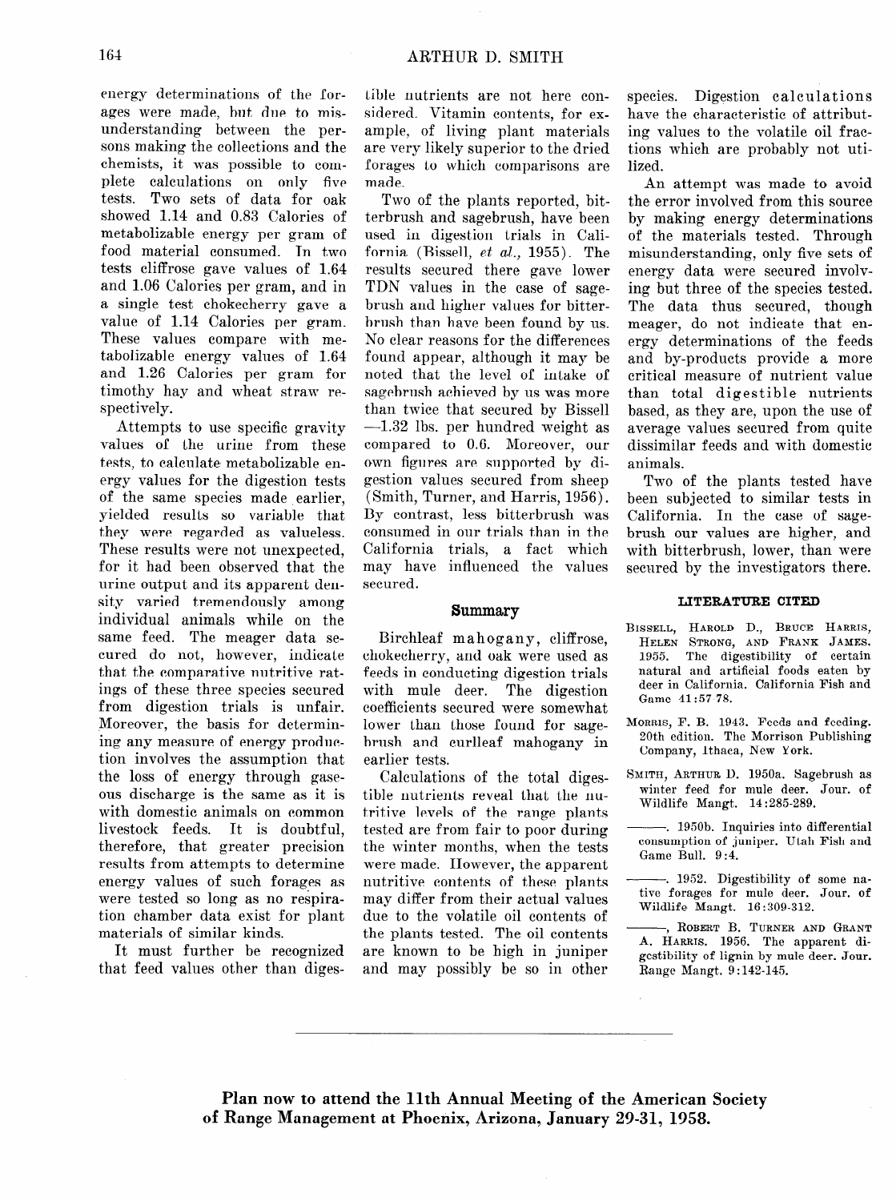energy determinations of the forages were made, but due to misunderstanding between the persons making the collections and the chemists, it was possible to complete calculations on only five tests. Two sets of data for oak showed 1.14 and 0.83 Calories of metabolizable energy per gram of food material consumed. In two tests cliffrose gave values of 1.64 and 1.06 Calories per gram, and in a single test chokecherry gave a value of 1.14 Calories per gram. These values compare with metabolizable energy values of 1.64 and 1.26 Calories per gram for timothy hay and wheat straw respectively.

Attempts to use specific gravity values of the urine from these tests, to calculate metabolizable energy values for the digestion tests of the same species made earlier, yielded results so variable that they were regarded as valueless. These results were not unexpected, for it had been observed that the urine output and its apparent density varied tremendously among individual animals while on the same feed. The meager data secured do not, however, indicate that the comparative nutritive ratings of these three species secured from digestion trials is unfair. Moreover, the basis for determining any measure of energy production involves the assumption that the loss of energy through gaseous discharge is the same as it is with domestic animals on common livestock feeds. It is doubtful, therefore, that greater precision results from attempts to determine energy values of such forages as were tested so long as no respiration chamber data exist for plant materials of similar kinds.

It must further be recognized that feed values other than digestible nutrients are not here considered. Vitamin contents, for example, of living plant materials are very likely superior to the dried forages to which comparisons are made.

Two of the plants reported, bitterbrush and sagebrush, have been used in digestion trials in California (Bissell, *et al.*, 1955). The results secured there gave lower TDN values in the case of sagebrush and higher values for bitterbrush than have been found by us. No clear reasons for the differences found appear, although it may be noted that the level of intake of sagebrush achieved by us was more than twice that secured by Bissell —1.32 lbs. per hundred weight as compared to 0.6. Moreover, our own figures are supported by digestion values secured from sheep (Smith, Turner, and Harris, 1956). By contrast, less bitterbrush was consumed in our trials than in the California trials, a fact which may have influenced the values secured.

## Summary

Birchleaf mahogany, cliffrose, chokecherry, and oak were used as feeds in conducting digestion trials with mule deer. The digestion coefficients secured were somewhat lower than those found for sagebrush and curlleaf mahogany in earlier tests.

Calculations of the total digestible nutrients reveal that the nutritive levels of the range plants tested are from fair to poor during the winter months, when the tests were made. However, the apparent nutritive contents of these plants may differ from their actual values due to the volatile oil contents of the plants tested. The oil contents are known to be high in juniper and may possibly be so in other species. Digestion calculations have the characteristic of attributing values to the volatile oil fractions which are probably not utilized.

An attempt was made to avoid the error involved from this source by making energy determinations of the materials tested. Through misunderstanding, only five sets of energy data were secured involving but three of the species tested. The data thus secured, though meager, do not indicate that energy determinations of the feeds and by-products provide a more critical measure of nutrient value than total digestible nutrients based, as they are, upon the use of average values secured from quite dissimilar feeds and with domestic animals.

Two of the plants tested have been subjected to similar tests in California. In the case of sagebrush our values are higher, and with bitterbrush, lower, than were secured by the investigators there.

## LITERATURE CITED

BISSELL, HAROLD D., BRUCE HARRIS, HELEN STRONG, AND FRANK JAMES. 1955. The digestibility of certain natural and artificial foods eaten by deer in California. California Fish and Game 41:57 78.

MORRIS, F. B. 1943. Feeds and feeding. 20th edition. The Morrison Publishing Company, Ithaca, New York.

SMITH, ARTHUR D. 1950a. Sagebrush as winter feed for mule deer. Jour. of Wildlife Mangt. 14:285-289.

———. 1950b. Inquiries into differential consumption of juniper. Utah Fish and Game Bull. 9:4.

———. 1952. Digestibility of some native forages for mule deer. Jour. of Wildlife Mangt. 16:309-312.

———, ROBERT B. TURNER AND GRANT A. HARRIS. 1956. The apparent digestibility of lignin by mule deer. Jour. Range Mangt. 9:142-145.

---

**Plan now to attend the 11th Annual Meeting of the American Society of Range Management at Phoenix, Arizona, January 29-31, 1958.**